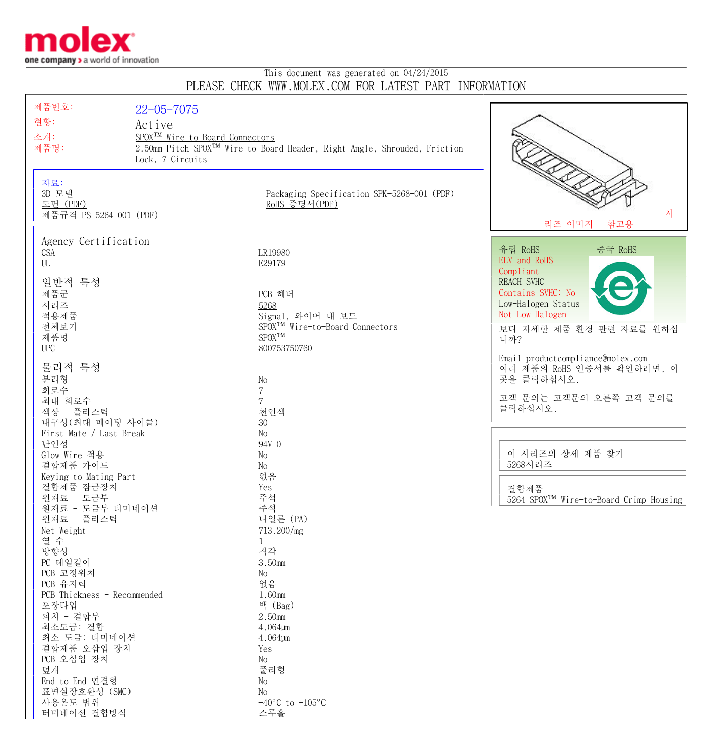molex
one company > a world of innovation

This document was generated on 04/24/2015
PLEASE CHECK WWW.MOLEX.COM FOR LATEST PART INFORMATION

| | |
|---|---|
| 제품번호: | 22-05-7075 |
| 현황: | Active |
| 소개: | SPOX™ Wire-to-Board Connectors |
| 제품명: | 2.50mm Pitch SPOX™ Wire-to-Board Header, Right Angle, Shrouded, Friction Lock, 7 Circuits |

자료:
- 3D 모델
- 도면 (PDF)
- 제품규격 PS-5264-001 (PDF)
- Packaging Specification SPK-5268-001 (PDF)
- RoHS 증명서(PDF)

시리즈 이미지 - 참고용

## Agency Certification

| | |
|---|---|
| CSA | LR19980 |
| UL | E29179 |

## 일반적 특성

| | |
|---|---|
| 제품군 | PCB 헤더 |
| 시리즈 | 5268 |
| 적용제품 | Signal, 와이어 대 보드 |
| 전체보기 | SPOX™ Wire-to-Board Connectors |
| 제품명 | SPOX™ |
| UPC | 800753750760 |

## 물리적 특성

| | |
|---|---|
| 분리형 | No |
| 회로수 | 7 |
| 최대 회로수 | 7 |
| 색상 - 플라스틱 | 천연색 |
| 내구성(최대 메이팅 사이클) | 30 |
| First Mate / Last Break | No |
| 난연성 | 94V-0 |
| Glow-Wire 적용 | No |
| 결합제품 가이드 | No |
| Keying to Mating Part | 없음 |
| 결합제품 잠금장치 | Yes |
| 원재료 - 도금부 | 주석 |
| 원재료 - 도금부 터미네이션 | 주석 |
| 원재료 - 플라스틱 | 나일론 (PA) |
| Net Weight | 713.200/mg |
| 열 수 | 1 |
| 방향성 | 직각 |
| PC 테일길이 | 3.50mm |
| PCB 고정위치 | No |
| PCB 유지력 | 없음 |
| PCB Thickness - Recommended | 1.60mm |
| 포장타입 | 백 (Bag) |
| 피치 - 결합부 | 2.50mm |
| 최소도금: 결합 | 4.064µm |
| 최소 도금: 터미네이션 | 4.064µm |
| 결합제품 오삽입 장치 | Yes |
| PCB 오삽입 장치 | No |
| 덮개 | 풀리형 |
| End-to-End 연결형 | No |
| 표면실장호환성 (SMC) | No |
| 사용온도 범위 | -40°C to +105°C |
| 터미네이션 결합방식 | 스루홀 |

유럽 RoHS
ELV and RoHS
Compliant
REACH SVHC
Contains SVHC: No
Low-Halogen Status
Not Low-Halogen

중국 RoHS

보다 자세한 제품 환경 관련 자료를 원하십니까?

Email productcompliance@molex.com
여러 제품의 RoHS 인증서를 확인하려면, 이곳을 클릭하십시오.

고객 문의는 고객문의 오른쪽 고객 문의를 클릭하십시오.

이 시리즈의 상세 제품 찾기
5268시리즈

결합제품
5264 SPOX™ Wire-to-Board Crimp Housing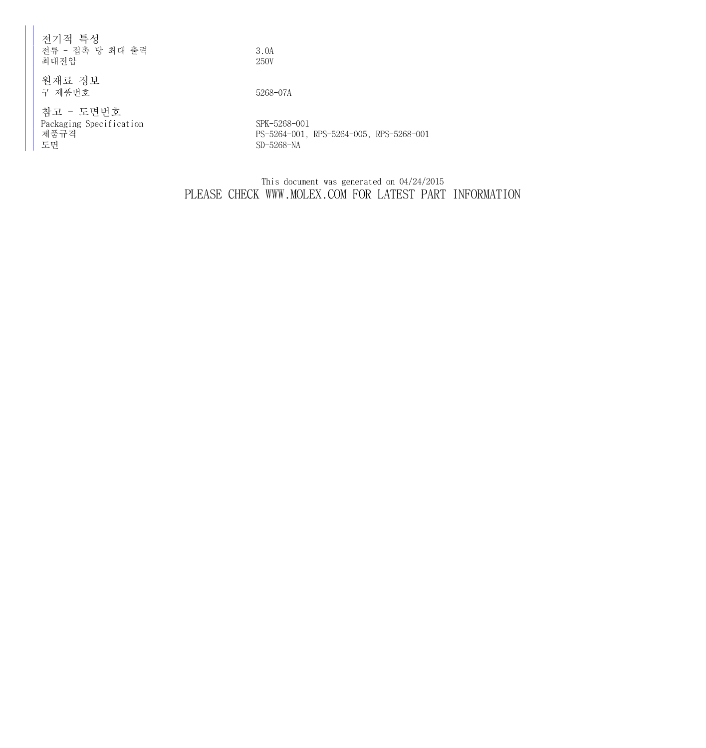### 전기적 특성

| | |
|---|---|
| 전류 - 접촉 당 최대 출력 | 3.0A |
| 최대전압 | 250V |

### 원재료 정보

| | |
|---|---|
| 구 제품번호 | 5268-07A |

### 참고 - 도면번호

| | |
|---|---|
| Packaging Specification | SPK-5268-001 |
| 제품규격 | PS-5264-001, RPS-5264-005, RPS-5268-001 |
| 도면 | SD-5268-NA |

This document was generated on 04/24/2015

PLEASE CHECK WWW.MOLEX.COM FOR LATEST PART INFORMATION